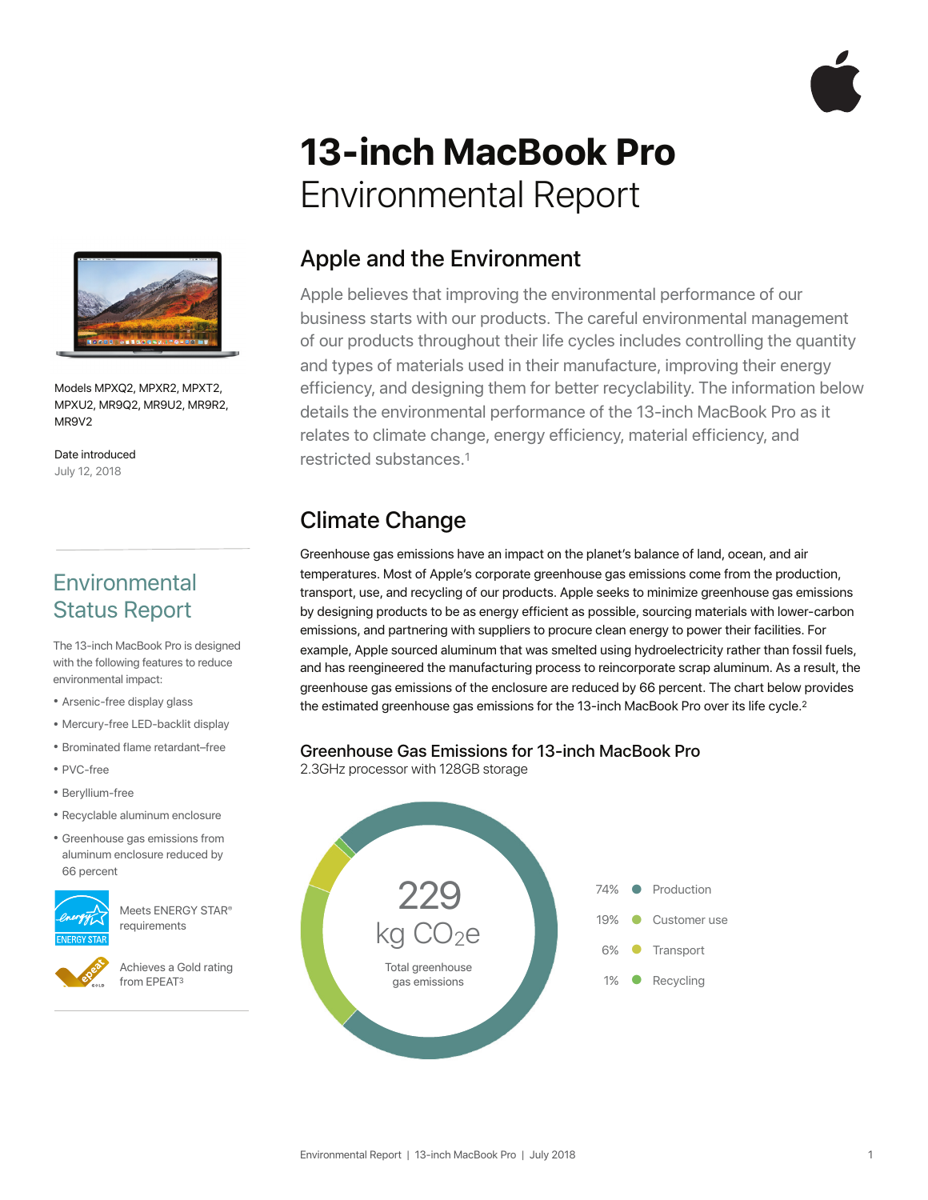# 13-inch MacBook Pro
Environmental Report

Models MPXQ2, MPXR2, MPXT2, MPXU2, MR9Q2, MR9U2, MR9R2, MR9V2

Date introduced
July 12, 2018

## Environmental Status Report

The 13-inch MacBook Pro is designed with the following features to reduce environmental impact:

- Arsenic-free display glass
- Mercury-free LED-backlit display
- Brominated flame retardant–free
- PVC-free
- Beryllium-free
- Recyclable aluminum enclosure
- Greenhouse gas emissions from aluminum enclosure reduced by 66 percent

Meets ENERGY STAR® requirements

Achieves a Gold rating from EPEAT[3]

## Apple and the Environment

Apple believes that improving the environmental performance of our business starts with our products. The careful environmental management of our products throughout their life cycles includes controlling the quantity and types of materials used in their manufacture, improving their energy efficiency, and designing them for better recyclability. The information below details the environmental performance of the 13-inch MacBook Pro as it relates to climate change, energy efficiency, material efficiency, and restricted substances.[1]

## Climate Change

Greenhouse gas emissions have an impact on the planet's balance of land, ocean, and air temperatures. Most of Apple's corporate greenhouse gas emissions come from the production, transport, use, and recycling of our products. Apple seeks to minimize greenhouse gas emissions by designing products to be as energy efficient as possible, sourcing materials with lower-carbon emissions, and partnering with suppliers to procure clean energy to power their facilities. For example, Apple sourced aluminum that was smelted using hydroelectricity rather than fossil fuels, and has reengineered the manufacturing process to reincorporate scrap aluminum. As a result, the greenhouse gas emissions of the enclosure are reduced by 66 percent. The chart below provides the estimated greenhouse gas emissions for the 13-inch MacBook Pro over its life cycle.[2]

### Greenhouse Gas Emissions for 13-inch MacBook Pro
2.3GHz processor with 128GB storage

229 kg $CO_2e$

Total greenhouse gas emissions

| Share | Phase |
|---|---|
| 74% | Production |
| 19% | Customer use |
| 6% | Transport |
| 1% | Recycling |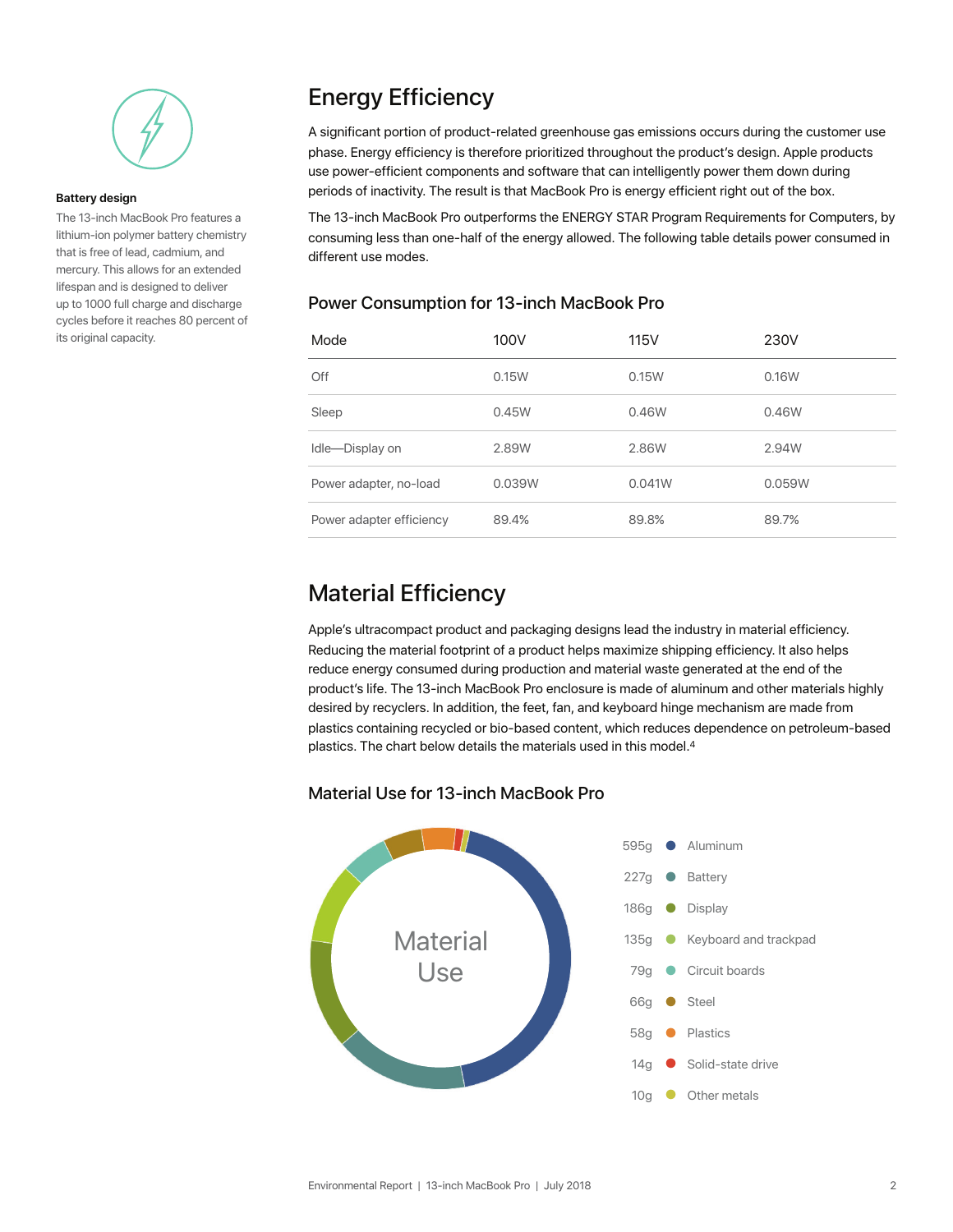**Battery design**

The 13-inch MacBook Pro features a lithium-ion polymer battery chemistry that is free of lead, cadmium, and mercury. This allows for an extended lifespan and is designed to deliver up to 1000 full charge and discharge cycles before it reaches 80 percent of its original capacity.

## Energy Efficiency

A significant portion of product-related greenhouse gas emissions occurs during the customer use phase. Energy efficiency is therefore prioritized throughout the product's design. Apple products use power-efficient components and software that can intelligently power them down during periods of inactivity. The result is that MacBook Pro is energy efficient right out of the box.

The 13-inch MacBook Pro outperforms the ENERGY STAR Program Requirements for Computers, by consuming less than one-half of the energy allowed. The following table details power consumed in different use modes.

### Power Consumption for 13-inch MacBook Pro

| Mode | 100V | 115V | 230V |
| --- | --- | --- | --- |
| Off | 0.15W | 0.15W | 0.16W |
| Sleep | 0.45W | 0.46W | 0.46W |
| Idle—Display on | 2.89W | 2.86W | 2.94W |
| Power adapter, no-load | 0.039W | 0.041W | 0.059W |
| Power adapter efficiency | 89.4% | 89.8% | 89.7% |

## Material Efficiency

Apple's ultracompact product and packaging designs lead the industry in material efficiency. Reducing the material footprint of a product helps maximize shipping efficiency. It also helps reduce energy consumed during production and material waste generated at the end of the product's life. The 13-inch MacBook Pro enclosure is made of aluminum and other materials highly desired by recyclers. In addition, the feet, fan, and keyboard hinge mechanism are made from plastics containing recycled or bio-based content, which reduces dependence on petroleum-based plastics. The chart below details the materials used in this model.[4]

### Material Use for 13-inch MacBook Pro

Material Use

| Weight | Material |
| --- | --- |
| 595g | Aluminum |
| 227g | Battery |
| 186g | Display |
| 135g | Keyboard and trackpad |
| 79g | Circuit boards |
| 66g | Steel |
| 58g | Plastics |
| 14g | Solid-state drive |
| 10g | Other metals |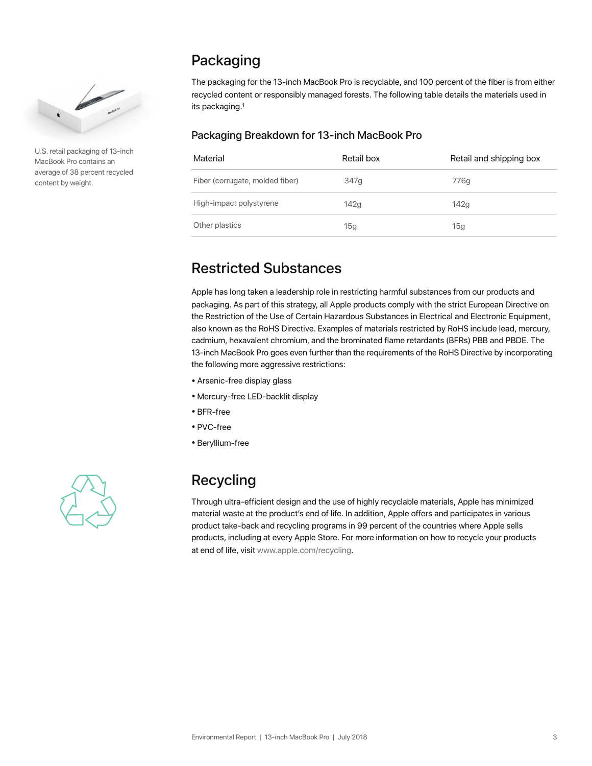## Packaging

U.S. retail packaging of 13-inch MacBook Pro contains an average of 38 percent recycled content by weight.

The packaging for the 13-inch MacBook Pro is recyclable, and 100 percent of the fiber is from either recycled content or responsibly managed forests. The following table details the materials used in its packaging.[1]

### Packaging Breakdown for 13-inch MacBook Pro

| Material | Retail box | Retail and shipping box |
|---|---|---|
| Fiber (corrugate, molded fiber) | 347g | 776g |
| High-impact polystyrene | 142g | 142g |
| Other plastics | 15g | 15g |

## Restricted Substances

Apple has long taken a leadership role in restricting harmful substances from our products and packaging. As part of this strategy, all Apple products comply with the strict European Directive on the Restriction of the Use of Certain Hazardous Substances in Electrical and Electronic Equipment, also known as the RoHS Directive. Examples of materials restricted by RoHS include lead, mercury, cadmium, hexavalent chromium, and the brominated flame retardants (BFRs) PBB and PBDE. The 13-inch MacBook Pro goes even further than the requirements of the RoHS Directive by incorporating the following more aggressive restrictions:

- Arsenic-free display glass
- Mercury-free LED-backlit display
- BFR-free
- PVC-free
- Beryllium-free

## Recycling

Through ultra-efficient design and the use of highly recyclable materials, Apple has minimized material waste at the product's end of life. In addition, Apple offers and participates in various product take-back and recycling programs in 99 percent of the countries where Apple sells products, including at every Apple Store. For more information on how to recycle your products at end of life, visit www.apple.com/recycling.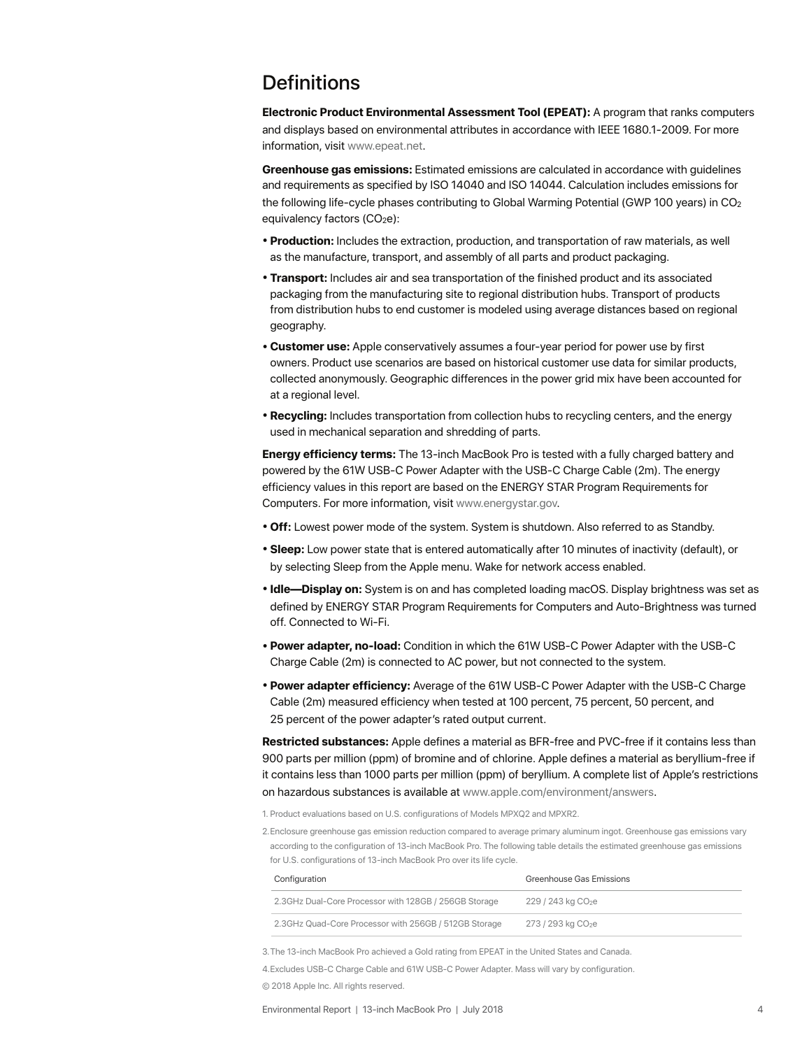## Definitions

**Electronic Product Environmental Assessment Tool (EPEAT):** A program that ranks computers and displays based on environmental attributes in accordance with IEEE 1680.1-2009. For more information, visit www.epeat.net.

**Greenhouse gas emissions:** Estimated emissions are calculated in accordance with guidelines and requirements as specified by ISO 14040 and ISO 14044. Calculation includes emissions for the following life-cycle phases contributing to Global Warming Potential (GWP 100 years) in $CO_2$ equivalency factors ($CO_2e$):

- **Production:** Includes the extraction, production, and transportation of raw materials, as well as the manufacture, transport, and assembly of all parts and product packaging.
- **Transport:** Includes air and sea transportation of the finished product and its associated packaging from the manufacturing site to regional distribution hubs. Transport of products from distribution hubs to end customer is modeled using average distances based on regional geography.
- **Customer use:** Apple conservatively assumes a four-year period for power use by first owners. Product use scenarios are based on historical customer use data for similar products, collected anonymously. Geographic differences in the power grid mix have been accounted for at a regional level.
- **Recycling:** Includes transportation from collection hubs to recycling centers, and the energy used in mechanical separation and shredding of parts.

**Energy efficiency terms:** The 13-inch MacBook Pro is tested with a fully charged battery and powered by the 61W USB-C Power Adapter with the USB-C Charge Cable (2m). The energy efficiency values in this report are based on the ENERGY STAR Program Requirements for Computers. For more information, visit www.energystar.gov.

- **Off:** Lowest power mode of the system. System is shutdown. Also referred to as Standby.
- **Sleep:** Low power state that is entered automatically after 10 minutes of inactivity (default), or by selecting Sleep from the Apple menu. Wake for network access enabled.
- **Idle—Display on:** System is on and has completed loading macOS. Display brightness was set as defined by ENERGY STAR Program Requirements for Computers and Auto-Brightness was turned off. Connected to Wi-Fi.
- **Power adapter, no-load:** Condition in which the 61W USB-C Power Adapter with the USB-C Charge Cable (2m) is connected to AC power, but not connected to the system.
- **Power adapter efficiency:** Average of the 61W USB-C Power Adapter with the USB-C Charge Cable (2m) measured efficiency when tested at 100 percent, 75 percent, 50 percent, and 25 percent of the power adapter's rated output current.

**Restricted substances:** Apple defines a material as BFR-free and PVC-free if it contains less than 900 parts per million (ppm) of bromine and of chlorine. Apple defines a material as beryllium-free if it contains less than 1000 parts per million (ppm) of beryllium. A complete list of Apple's restrictions on hazardous substances is available at www.apple.com/environment/answers.

1. Product evaluations based on U.S. configurations of Models MPXQ2 and MPXR2.
2. Enclosure greenhouse gas emission reduction compared to average primary aluminum ingot. Greenhouse gas emissions vary according to the configuration of 13-inch MacBook Pro. The following table details the estimated greenhouse gas emissions for U.S. configurations of 13-inch MacBook Pro over its life cycle.

| Configuration | Greenhouse Gas Emissions |
|---|---|
| 2.3GHz Dual-Core Processor with 128GB / 256GB Storage | 229 / 243 kg $CO_2e$ |
| 2.3GHz Quad-Core Processor with 256GB / 512GB Storage | 273 / 293 kg $CO_2e$ |

3. The 13-inch MacBook Pro achieved a Gold rating from EPEAT in the United States and Canada.
4. Excludes USB-C Charge Cable and 61W USB-C Power Adapter. Mass will vary by configuration.

© 2018 Apple Inc. All rights reserved.